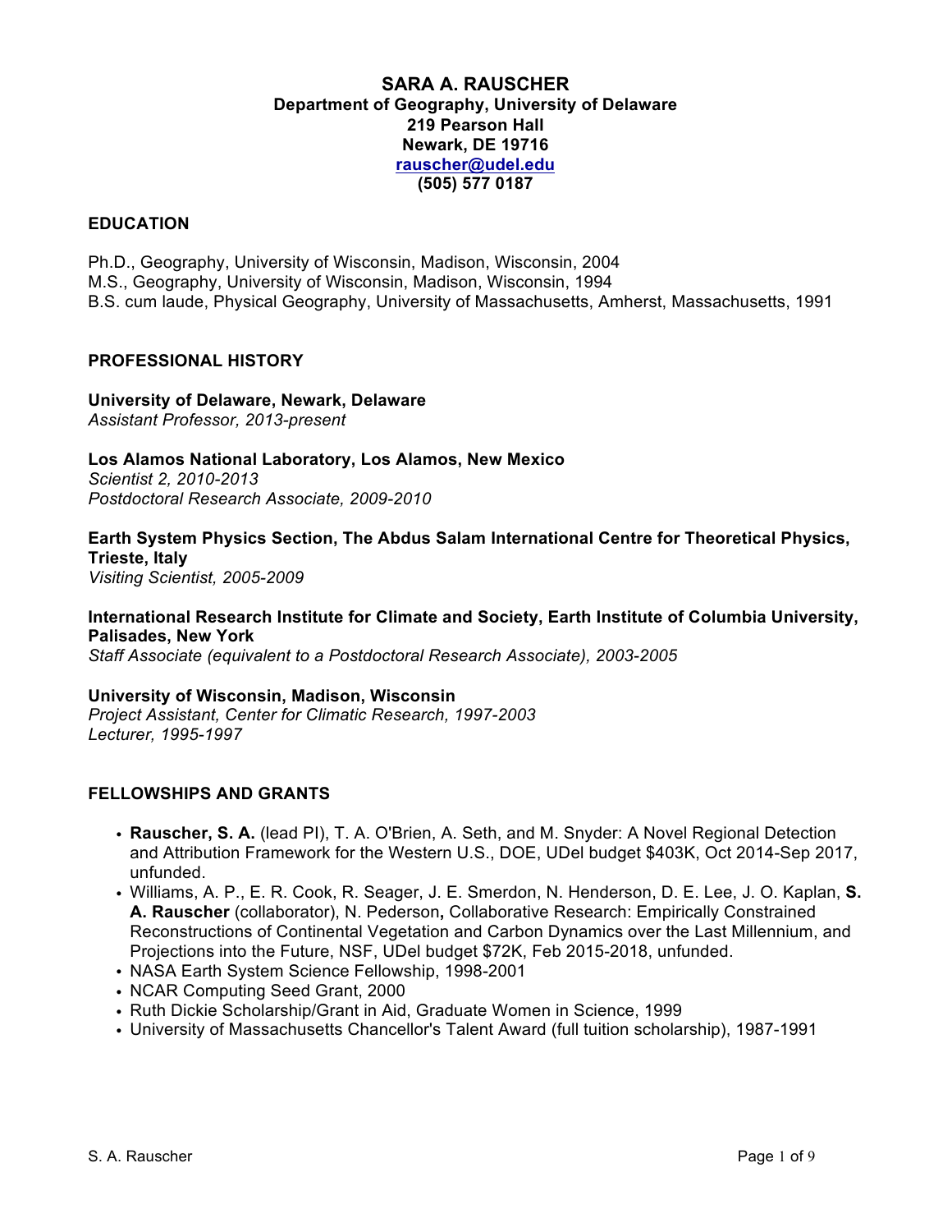# SARA A. RAUSCHER

**Department of Geography, University of Delaware**
**219 Pearson Hall**
**Newark, DE 19716**
**[rauscher@udel.edu](mailto:rauscher@udel.edu)**
**(505) 577 0187**

## EDUCATION

Ph.D., Geography, University of Wisconsin, Madison, Wisconsin, 2004
M.S., Geography, University of Wisconsin, Madison, Wisconsin, 1994
B.S. cum laude, Physical Geography, University of Massachusetts, Amherst, Massachusetts, 1991

## PROFESSIONAL HISTORY

**University of Delaware, Newark, Delaware**
*Assistant Professor, 2013-present*

**Los Alamos National Laboratory, Los Alamos, New Mexico**
*Scientist 2, 2010-2013*
*Postdoctoral Research Associate, 2009-2010*

**Earth System Physics Section, The Abdus Salam International Centre for Theoretical Physics, Trieste, Italy**
*Visiting Scientist, 2005-2009*

**International Research Institute for Climate and Society, Earth Institute of Columbia University, Palisades, New York**
*Staff Associate (equivalent to a Postdoctoral Research Associate), 2003-2005*

**University of Wisconsin, Madison, Wisconsin**
*Project Assistant, Center for Climatic Research, 1997-2003*
*Lecturer, 1995-1997*

## FELLOWSHIPS AND GRANTS

- **Rauscher, S. A.** (lead PI), T. A. O'Brien, A. Seth, and M. Snyder: A Novel Regional Detection and Attribution Framework for the Western U.S., DOE, UDel budget $403K, Oct 2014-Sep 2017, unfunded.
- Williams, A. P., E. R. Cook, R. Seager, J. E. Smerdon, N. Henderson, D. E. Lee, J. O. Kaplan, **S. A. Rauscher** (collaborator), N. Pederson**,** Collaborative Research: Empirically Constrained Reconstructions of Continental Vegetation and Carbon Dynamics over the Last Millennium, and Projections into the Future, NSF, UDel budget $72K, Feb 2015-2018, unfunded.
- NASA Earth System Science Fellowship, 1998-2001
- NCAR Computing Seed Grant, 2000
- Ruth Dickie Scholarship/Grant in Aid, Graduate Women in Science, 1999
- University of Massachusetts Chancellor's Talent Award (full tuition scholarship), 1987-1991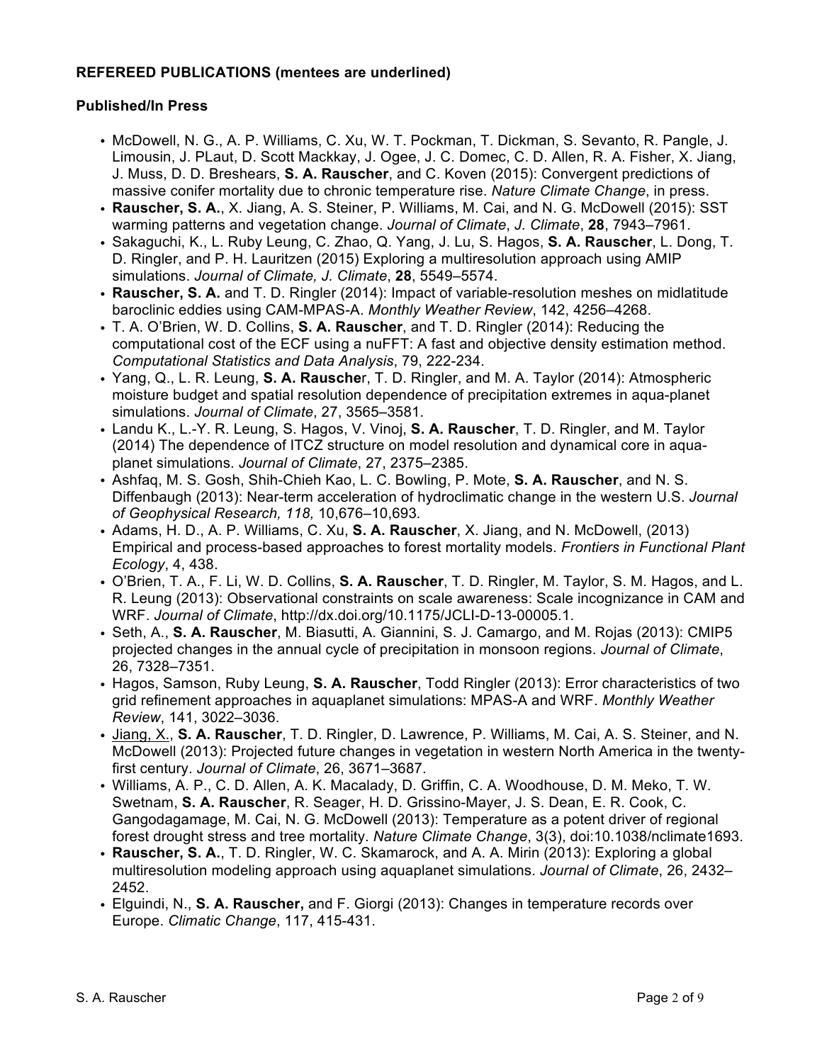**REFEREED PUBLICATIONS (mentees are underlined)**

**Published/In Press**

- McDowell, N. G., A. P. Williams, C. Xu, W. T. Pockman, T. Dickman, S. Sevanto, R. Pangle, J. Limousin, J. PLaut, D. Scott Mackkay, J. Ogee, J. C. Domec, C. D. Allen, R. A. Fisher, X. Jiang, J. Muss, D. D. Breshears, **S. A. Rauscher**, and C. Koven (2015): Convergent predictions of massive conifer mortality due to chronic temperature rise. *Nature Climate Change*, in press.
- **Rauscher, S. A.**, X. Jiang, A. S. Steiner, P. Williams, M. Cai, and N. G. McDowell (2015): SST warming patterns and vegetation change. *Journal of Climate*, *J. Climate*, **28**, 7943–7961.
- Sakaguchi, K., L. Ruby Leung, C. Zhao, Q. Yang, J. Lu, S. Hagos, **S. A. Rauscher**, L. Dong, T. D. Ringler, and P. H. Lauritzen (2015) Exploring a multiresolution approach using AMIP simulations. *Journal of Climate, J. Climate*, **28**, 5549–5574.
- **Rauscher, S. A.** and T. D. Ringler (2014): Impact of variable-resolution meshes on midlatitude baroclinic eddies using CAM-MPAS-A. *Monthly Weather Review*, 142, 4256–4268.
- T. A. O'Brien, W. D. Collins, **S. A. Rauscher**, and T. D. Ringler (2014): Reducing the computational cost of the ECF using a nuFFT: A fast and objective density estimation method. *Computational Statistics and Data Analysis*, 79, 222-234.
- Yang, Q., L. R. Leung, **S. A. Rausche**r, T. D. Ringler, and M. A. Taylor (2014): Atmospheric moisture budget and spatial resolution dependence of precipitation extremes in aqua-planet simulations. *Journal of Climate*, 27, 3565–3581.
- Landu K., L.-Y. R. Leung, S. Hagos, V. Vinoj, **S. A. Rauscher**, T. D. Ringler, and M. Taylor (2014) The dependence of ITCZ structure on model resolution and dynamical core in aqua-planet simulations. *Journal of Climate*, 27, 2375–2385.
- Ashfaq, M. S. Gosh, Shih-Chieh Kao, L. C. Bowling, P. Mote, **S. A. Rauscher**, and N. S. Diffenbaugh (2013): Near-term acceleration of hydroclimatic change in the western U.S. *Journal of Geophysical Research, 118,* 10,676–10,693*.*
- Adams, H. D., A. P. Williams, C. Xu, **S. A. Rauscher**, X. Jiang, and N. McDowell, (2013) Empirical and process-based approaches to forest mortality models. *Frontiers in Functional Plant Ecology*, 4, 438.
- O'Brien, T. A., F. Li, W. D. Collins, **S. A. Rauscher**, T. D. Ringler, M. Taylor, S. M. Hagos, and L. R. Leung (2013): Observational constraints on scale awareness: Scale incognizance in CAM and WRF. *Journal of Climate*, http://dx.doi.org/10.1175/JCLI-D-13-00005.1.
- Seth, A., **S. A. Rauscher**, M. Biasutti, A. Giannini, S. J. Camargo, and M. Rojas (2013): CMIP5 projected changes in the annual cycle of precipitation in monsoon regions. *Journal of Climate*, 26, 7328–7351.
- Hagos, Samson, Ruby Leung, **S. A. Rauscher**, Todd Ringler (2013): Error characteristics of two grid refinement approaches in aquaplanet simulations: MPAS-A and WRF. *Monthly Weather Review*, 141, 3022–3036.
- <u>Jiang, X.</u>, **S. A. Rauscher**, T. D. Ringler, D. Lawrence, P. Williams, M. Cai, A. S. Steiner, and N. McDowell (2013): Projected future changes in vegetation in western North America in the twenty-first century. *Journal of Climate*, 26, 3671–3687.
- Williams, A. P., C. D. Allen, A. K. Macalady, D. Griffin, C. A. Woodhouse, D. M. Meko, T. W. Swetnam, **S. A. Rauscher**, R. Seager, H. D. Grissino-Mayer, J. S. Dean, E. R. Cook, C. Gangodagamage, M. Cai, N. G. McDowell (2013): Temperature as a potent driver of regional forest drought stress and tree mortality. *Nature Climate Change*, 3(3), doi:10.1038/nclimate1693.
- **Rauscher, S. A.**, T. D. Ringler, W. C. Skamarock, and A. A. Mirin (2013): Exploring a global multiresolution modeling approach using aquaplanet simulations. *Journal of Climate*, 26, 2432–2452.
- Elguindi, N., **S. A. Rauscher,** and F. Giorgi (2013): Changes in temperature records over Europe. *Climatic Change*, 117, 415-431.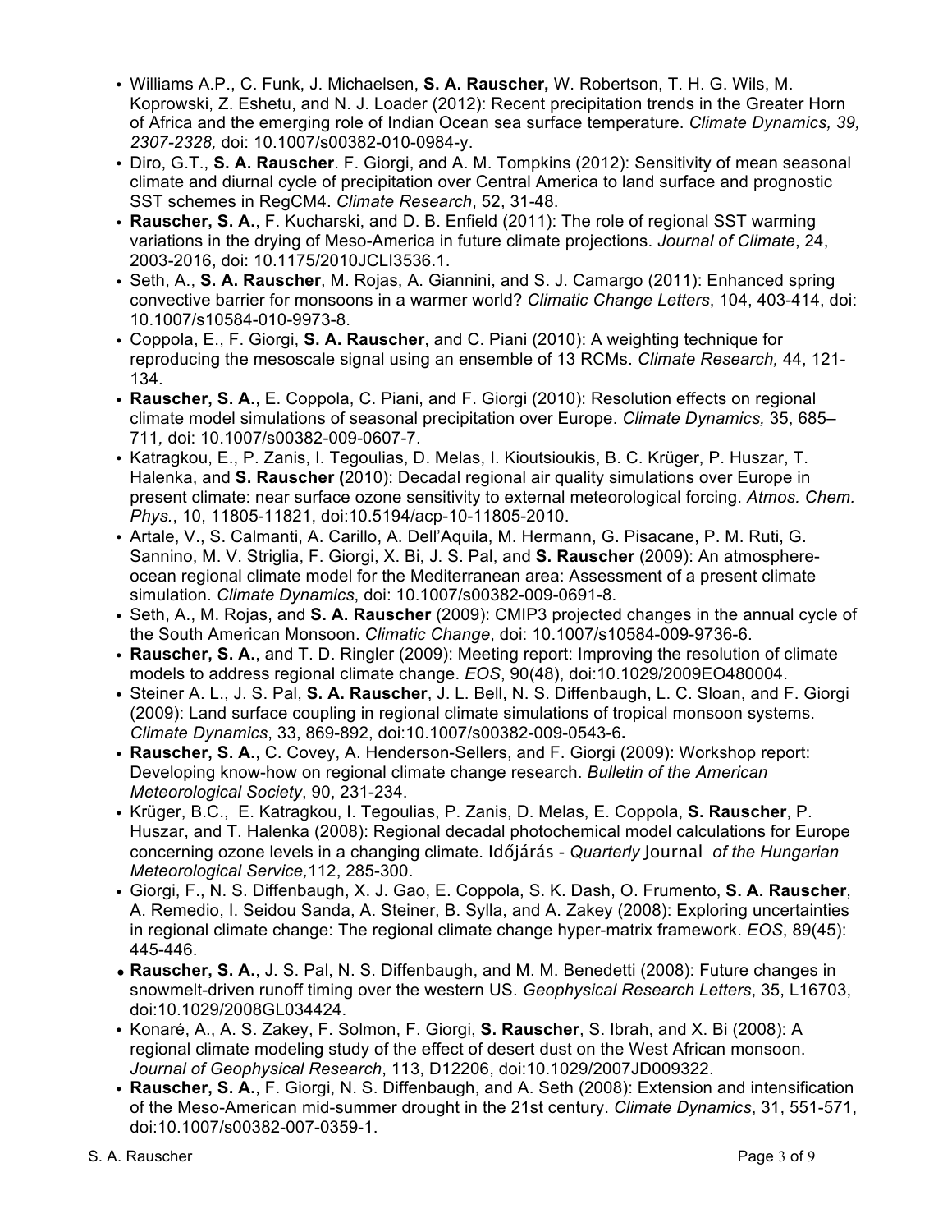- Williams A.P., C. Funk, J. Michaelsen, **S. A. Rauscher,** W. Robertson, T. H. G. Wils, M. Koprowski, Z. Eshetu, and N. J. Loader (2012): Recent precipitation trends in the Greater Horn of Africa and the emerging role of Indian Ocean sea surface temperature. *Climate Dynamics, 39, 2307-2328,* doi: 10.1007/s00382-010-0984-y.
- Diro, G.T., **S. A. Rauscher**. F. Giorgi, and A. M. Tompkins (2012): Sensitivity of mean seasonal climate and diurnal cycle of precipitation over Central America to land surface and prognostic SST schemes in RegCM4. *Climate Research*, 52, 31-48.
- **Rauscher, S. A.**, F. Kucharski, and D. B. Enfield (2011): The role of regional SST warming variations in the drying of Meso-America in future climate projections. *Journal of Climate*, 24, 2003-2016, doi: 10.1175/2010JCLI3536.1.
- Seth, A., **S. A. Rauscher**, M. Rojas, A. Giannini, and S. J. Camargo (2011): Enhanced spring convective barrier for monsoons in a warmer world? *Climatic Change Letters*, 104, 403-414, doi: 10.1007/s10584-010-9973-8.
- Coppola, E., F. Giorgi, **S. A. Rauscher**, and C. Piani (2010): A weighting technique for reproducing the mesoscale signal using an ensemble of 13 RCMs. *Climate Research,* 44, 121-134.
- **Rauscher, S. A.**, E. Coppola, C. Piani, and F. Giorgi (2010): Resolution effects on regional climate model simulations of seasonal precipitation over Europe. *Climate Dynamics,* 35, 685–711*,* doi: 10.1007/s00382-009-0607-7.
- Katragkou, E., P. Zanis, I. Tegoulias, D. Melas, I. Kioutsioukis, B. C. Krüger, P. Huszar, T. Halenka, and **S. Rauscher (**2010): Decadal regional air quality simulations over Europe in present climate: near surface ozone sensitivity to external meteorological forcing. *Atmos. Chem. Phys.*, 10, 11805-11821, doi:10.5194/acp-10-11805-2010.
- Artale, V., S. Calmanti, A. Carillo, A. Dell'Aquila, M. Hermann, G. Pisacane, P. M. Ruti, G. Sannino, M. V. Striglia, F. Giorgi, X. Bi, J. S. Pal, and **S. Rauscher** (2009): An atmosphere-ocean regional climate model for the Mediterranean area: Assessment of a present climate simulation. *Climate Dynamics*, doi: 10.1007/s00382-009-0691-8.
- Seth, A., M. Rojas, and **S. A. Rauscher** (2009): CMIP3 projected changes in the annual cycle of the South American Monsoon. *Climatic Change*, doi: 10.1007/s10584-009-9736-6.
- **Rauscher, S. A.**, and T. D. Ringler (2009): Meeting report: Improving the resolution of climate models to address regional climate change. *EOS*, 90(48), doi:10.1029/2009EO480004.
- Steiner A. L., J. S. Pal, **S. A. Rauscher**, J. L. Bell, N. S. Diffenbaugh, L. C. Sloan, and F. Giorgi (2009): Land surface coupling in regional climate simulations of tropical monsoon systems. *Climate Dynamics*, 33, 869-892, doi:10.1007/s00382-009-0543-6**.**
- **Rauscher, S. A.**, C. Covey, A. Henderson-Sellers, and F. Giorgi (2009): Workshop report: Developing know-how on regional climate change research. *Bulletin of the American Meteorological Society*, 90, 231-234.
- Krüger, B.C., E. Katragkou, I. Tegoulias, P. Zanis, D. Melas, E. Coppola, **S. Rauscher**, P. Huszar, and T. Halenka (2008): Regional decadal photochemical model calculations for Europe concerning ozone levels in a changing climate. Időjárás - *Quarterly* Journal *of the Hungarian Meteorological Service,*112, 285-300.
- Giorgi, F., N. S. Diffenbaugh, X. J. Gao, E. Coppola, S. K. Dash, O. Frumento, **S. A. Rauscher**, A. Remedio, I. Seidou Sanda, A. Steiner, B. Sylla, and A. Zakey (2008): Exploring uncertainties in regional climate change: The regional climate change hyper-matrix framework. *EOS*, 89(45): 445-446.
- **Rauscher, S. A.**, J. S. Pal, N. S. Diffenbaugh, and M. M. Benedetti (2008): Future changes in snowmelt-driven runoff timing over the western US. *Geophysical Research Letters*, 35, L16703, doi:10.1029/2008GL034424.
- Konaré, A., A. S. Zakey, F. Solmon, F. Giorgi, **S. Rauscher**, S. Ibrah, and X. Bi (2008): A regional climate modeling study of the effect of desert dust on the West African monsoon. *Journal of Geophysical Research*, 113, D12206, doi:10.1029/2007JD009322.
- **Rauscher, S. A.**, F. Giorgi, N. S. Diffenbaugh, and A. Seth (2008): Extension and intensification of the Meso-American mid-summer drought in the 21st century. *Climate Dynamics*, 31, 551-571, doi:10.1007/s00382-007-0359-1.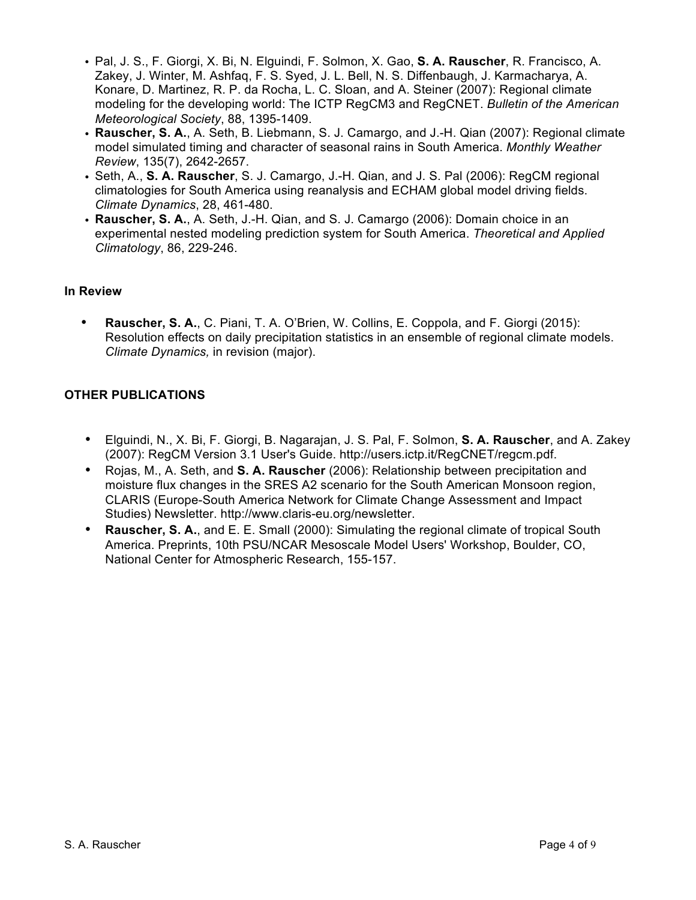- Pal, J. S., F. Giorgi, X. Bi, N. Elguindi, F. Solmon, X. Gao, **S. A. Rauscher**, R. Francisco, A. Zakey, J. Winter, M. Ashfaq, F. S. Syed, J. L. Bell, N. S. Diffenbaugh, J. Karmacharya, A. Konare, D. Martinez, R. P. da Rocha, L. C. Sloan, and A. Steiner (2007): Regional climate modeling for the developing world: The ICTP RegCM3 and RegCNET. *Bulletin of the American Meteorological Society*, 88, 1395-1409.
- **Rauscher, S. A.**, A. Seth, B. Liebmann, S. J. Camargo, and J.-H. Qian (2007): Regional climate model simulated timing and character of seasonal rains in South America. *Monthly Weather Review*, 135(7), 2642-2657.
- Seth, A., **S. A. Rauscher**, S. J. Camargo, J.-H. Qian, and J. S. Pal (2006): RegCM regional climatologies for South America using reanalysis and ECHAM global model driving fields. *Climate Dynamics*, 28, 461-480.
- **Rauscher, S. A.**, A. Seth, J.-H. Qian, and S. J. Camargo (2006): Domain choice in an experimental nested modeling prediction system for South America. *Theoretical and Applied Climatology*, 86, 229-246.

### In Review

- **Rauscher, S. A.**, C. Piani, T. A. O'Brien, W. Collins, E. Coppola, and F. Giorgi (2015): Resolution effects on daily precipitation statistics in an ensemble of regional climate models. *Climate Dynamics,* in revision (major).

## OTHER PUBLICATIONS

- Elguindi, N., X. Bi, F. Giorgi, B. Nagarajan, J. S. Pal, F. Solmon, **S. A. Rauscher**, and A. Zakey (2007): RegCM Version 3.1 User's Guide. http://users.ictp.it/RegCNET/regcm.pdf.
- Rojas, M., A. Seth, and **S. A. Rauscher** (2006): Relationship between precipitation and moisture flux changes in the SRES A2 scenario for the South American Monsoon region, CLARIS (Europe-South America Network for Climate Change Assessment and Impact Studies) Newsletter. http://www.claris-eu.org/newsletter.
- **Rauscher, S. A.**, and E. E. Small (2000): Simulating the regional climate of tropical South America. Preprints, 10th PSU/NCAR Mesoscale Model Users' Workshop, Boulder, CO, National Center for Atmospheric Research, 155-157.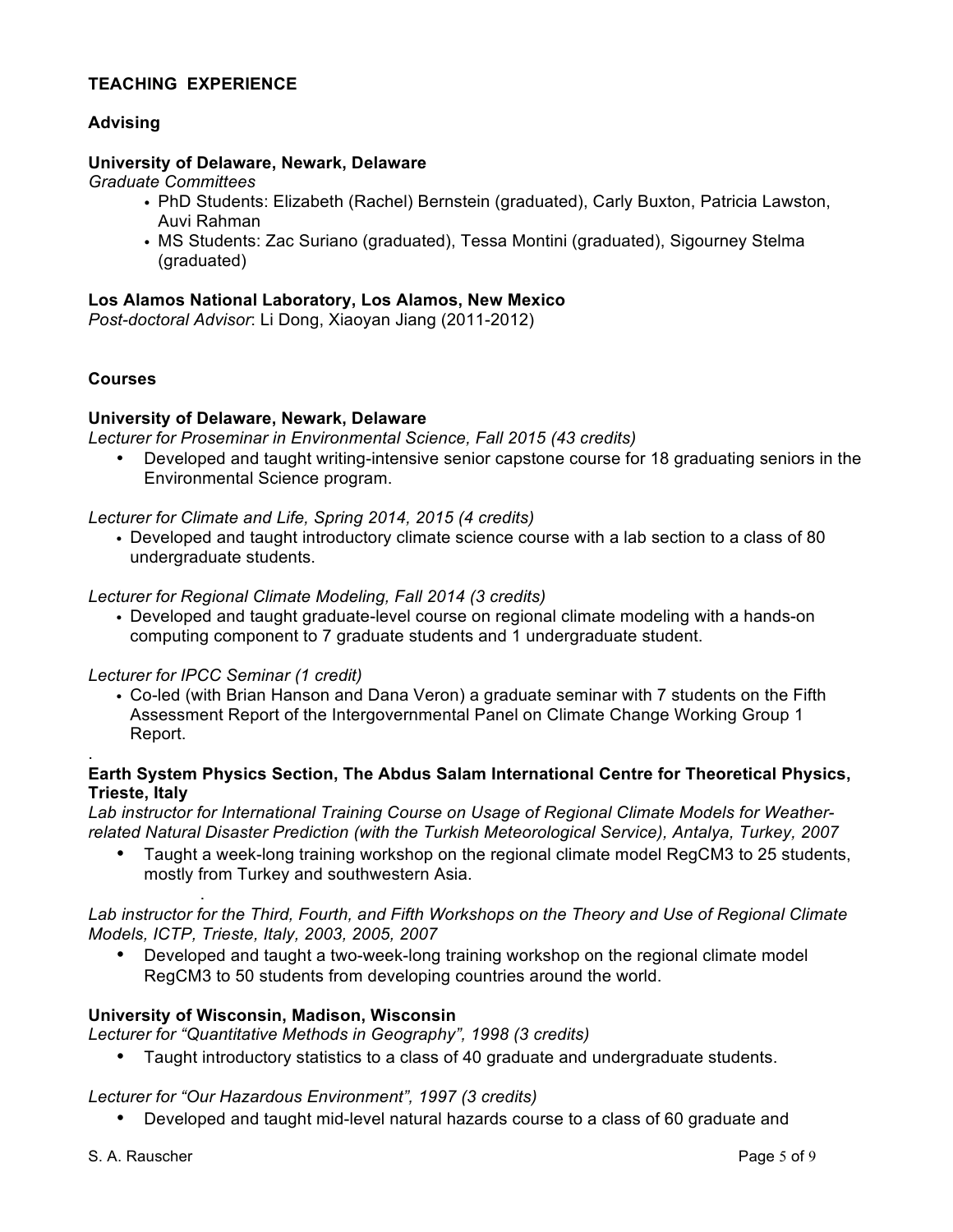## TEACHING EXPERIENCE

### Advising

**University of Delaware, Newark, Delaware**

*Graduate Committees*

- PhD Students: Elizabeth (Rachel) Bernstein (graduated), Carly Buxton, Patricia Lawston, Auvi Rahman
- MS Students: Zac Suriano (graduated), Tessa Montini (graduated), Sigourney Stelma (graduated)

**Los Alamos National Laboratory, Los Alamos, New Mexico**

*Post-doctoral Advisor*: Li Dong, Xiaoyan Jiang (2011-2012)

### Courses

**University of Delaware, Newark, Delaware**

*Lecturer for Proseminar in Environmental Science, Fall 2015 (43 credits)*

- Developed and taught writing-intensive senior capstone course for 18 graduating seniors in the Environmental Science program.

*Lecturer for Climate and Life, Spring 2014, 2015 (4 credits)*

- Developed and taught introductory climate science course with a lab section to a class of 80 undergraduate students.

*Lecturer for Regional Climate Modeling, Fall 2014 (3 credits)*

- Developed and taught graduate-level course on regional climate modeling with a hands-on computing component to 7 graduate students and 1 undergraduate student.

*Lecturer for IPCC Seminar (1 credit)*

- Co-led (with Brian Hanson and Dana Veron) a graduate seminar with 7 students on the Fifth Assessment Report of the Intergovernmental Panel on Climate Change Working Group 1 Report.

**Earth System Physics Section, The Abdus Salam International Centre for Theoretical Physics, Trieste, Italy**

*Lab instructor for International Training Course on Usage of Regional Climate Models for Weather-related Natural Disaster Prediction (with the Turkish Meteorological Service), Antalya, Turkey, 2007*

- Taught a week-long training workshop on the regional climate model RegCM3 to 25 students, mostly from Turkey and southwestern Asia.

*Lab instructor for the Third, Fourth, and Fifth Workshops on the Theory and Use of Regional Climate Models, ICTP, Trieste, Italy, 2003, 2005, 2007*

- Developed and taught a two-week-long training workshop on the regional climate model RegCM3 to 50 students from developing countries around the world.

**University of Wisconsin, Madison, Wisconsin**

*Lecturer for "Quantitative Methods in Geography", 1998 (3 credits)*

- Taught introductory statistics to a class of 40 graduate and undergraduate students.

*Lecturer for "Our Hazardous Environment", 1997 (3 credits)*

- Developed and taught mid-level natural hazards course to a class of 60 graduate and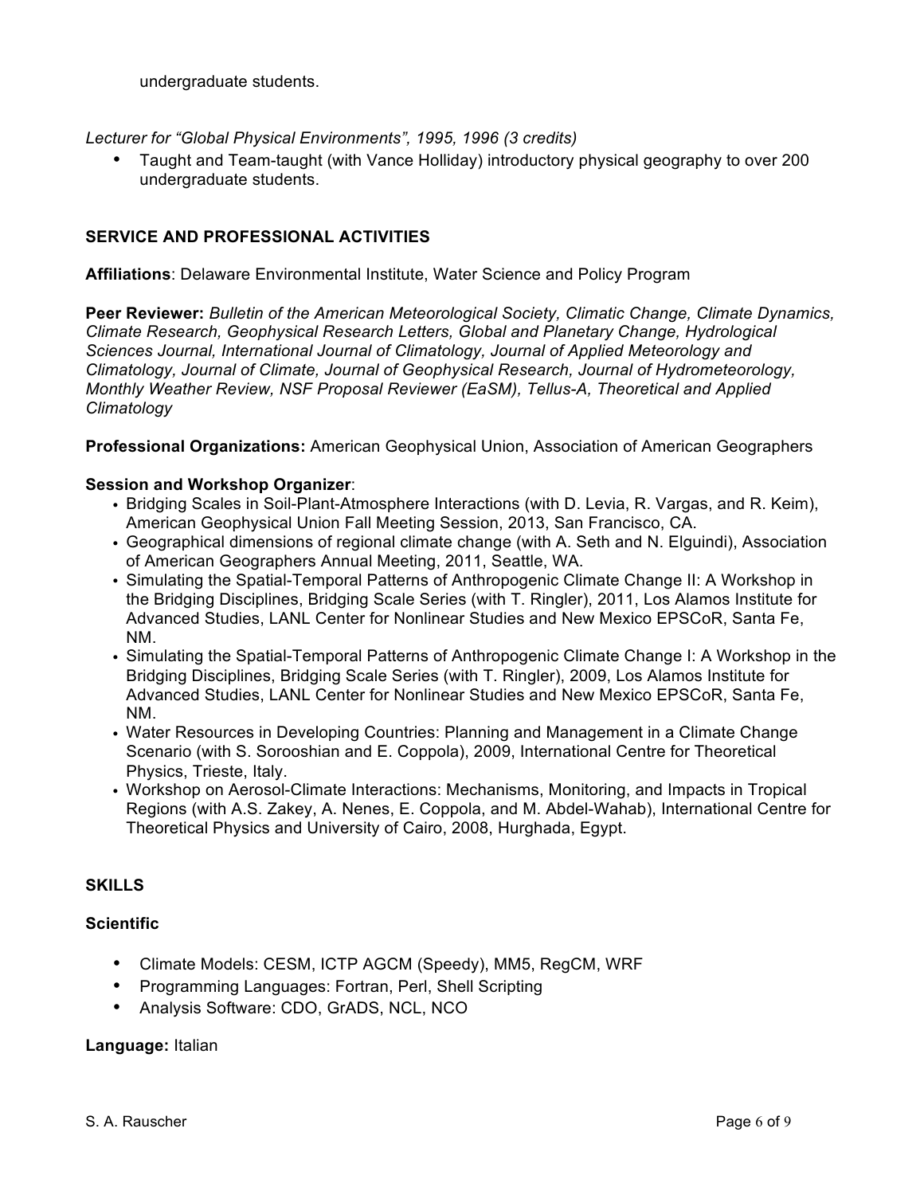undergraduate students.

*Lecturer for "Global Physical Environments", 1995, 1996 (3 credits)*

- Taught and Team-taught (with Vance Holliday) introductory physical geography to over 200 undergraduate students.

## SERVICE AND PROFESSIONAL ACTIVITIES

**Affiliations**: Delaware Environmental Institute, Water Science and Policy Program

**Peer Reviewer:** *Bulletin of the American Meteorological Society, Climatic Change, Climate Dynamics, Climate Research, Geophysical Research Letters, Global and Planetary Change, Hydrological Sciences Journal, International Journal of Climatology, Journal of Applied Meteorology and Climatology, Journal of Climate, Journal of Geophysical Research, Journal of Hydrometeorology, Monthly Weather Review, NSF Proposal Reviewer (EaSM), Tellus-A, Theoretical and Applied Climatology*

**Professional Organizations:** American Geophysical Union, Association of American Geographers

**Session and Workshop Organizer**:

- Bridging Scales in Soil-Plant-Atmosphere Interactions (with D. Levia, R. Vargas, and R. Keim), American Geophysical Union Fall Meeting Session, 2013, San Francisco, CA.
- Geographical dimensions of regional climate change (with A. Seth and N. Elguindi), Association of American Geographers Annual Meeting, 2011, Seattle, WA.
- Simulating the Spatial-Temporal Patterns of Anthropogenic Climate Change II: A Workshop in the Bridging Disciplines, Bridging Scale Series (with T. Ringler), 2011, Los Alamos Institute for Advanced Studies, LANL Center for Nonlinear Studies and New Mexico EPSCoR, Santa Fe, NM.
- Simulating the Spatial-Temporal Patterns of Anthropogenic Climate Change I: A Workshop in the Bridging Disciplines, Bridging Scale Series (with T. Ringler), 2009, Los Alamos Institute for Advanced Studies, LANL Center for Nonlinear Studies and New Mexico EPSCoR, Santa Fe, NM.
- Water Resources in Developing Countries: Planning and Management in a Climate Change Scenario (with S. Sorooshian and E. Coppola), 2009, International Centre for Theoretical Physics, Trieste, Italy.
- Workshop on Aerosol-Climate Interactions: Mechanisms, Monitoring, and Impacts in Tropical Regions (with A.S. Zakey, A. Nenes, E. Coppola, and M. Abdel-Wahab), International Centre for Theoretical Physics and University of Cairo, 2008, Hurghada, Egypt.

## SKILLS

### Scientific

- Climate Models: CESM, ICTP AGCM (Speedy), MM5, RegCM, WRF
- Programming Languages: Fortran, Perl, Shell Scripting
- Analysis Software: CDO, GrADS, NCL, NCO

**Language:** Italian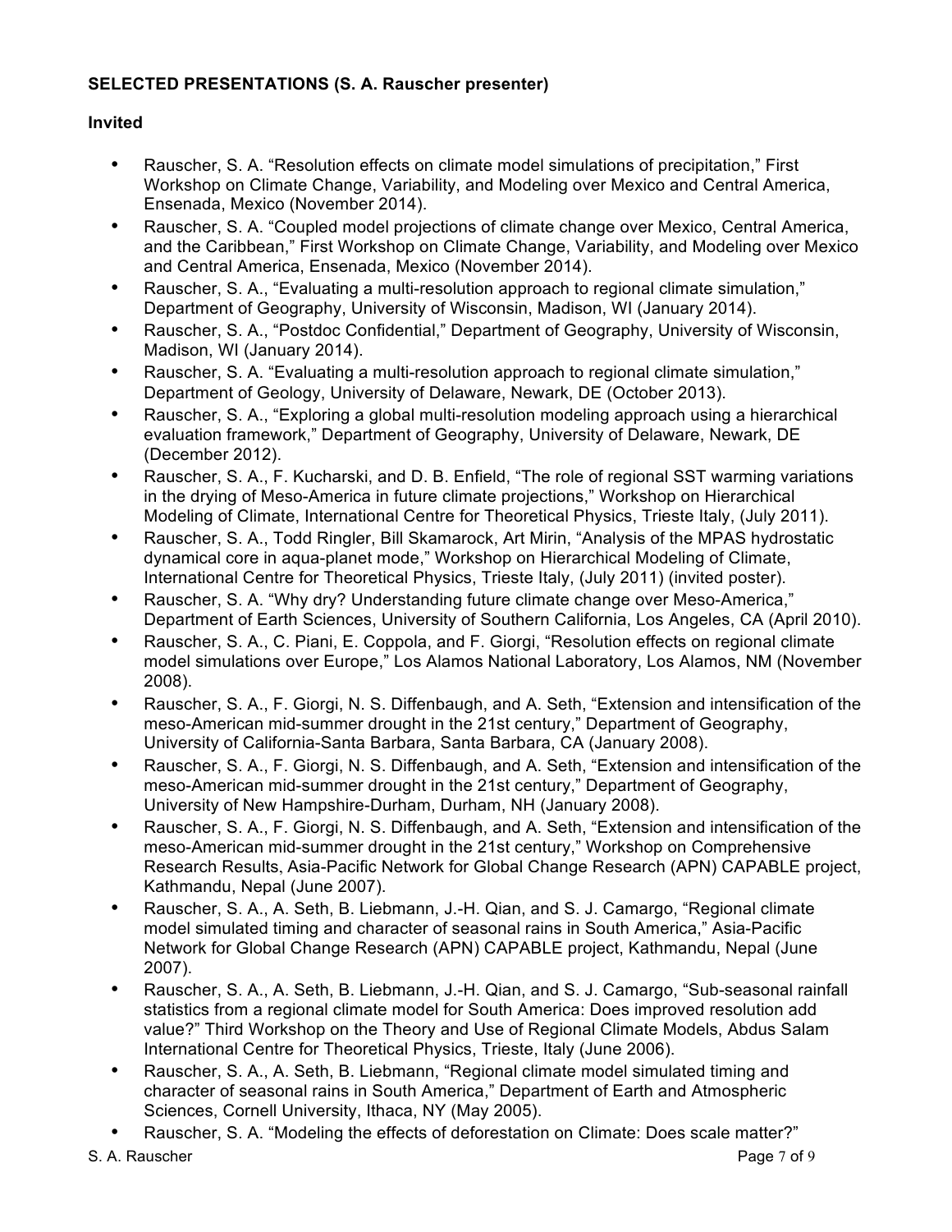**SELECTED PRESENTATIONS (S. A. Rauscher presenter)**

**Invited**

- Rauscher, S. A. "Resolution effects on climate model simulations of precipitation," First Workshop on Climate Change, Variability, and Modeling over Mexico and Central America, Ensenada, Mexico (November 2014).
- Rauscher, S. A. "Coupled model projections of climate change over Mexico, Central America, and the Caribbean," First Workshop on Climate Change, Variability, and Modeling over Mexico and Central America, Ensenada, Mexico (November 2014).
- Rauscher, S. A., "Evaluating a multi-resolution approach to regional climate simulation," Department of Geography, University of Wisconsin, Madison, WI (January 2014).
- Rauscher, S. A., "Postdoc Confidential," Department of Geography, University of Wisconsin, Madison, WI (January 2014).
- Rauscher, S. A. "Evaluating a multi-resolution approach to regional climate simulation," Department of Geology, University of Delaware, Newark, DE (October 2013).
- Rauscher, S. A., "Exploring a global multi-resolution modeling approach using a hierarchical evaluation framework," Department of Geography, University of Delaware, Newark, DE (December 2012).
- Rauscher, S. A., F. Kucharski, and D. B. Enfield, "The role of regional SST warming variations in the drying of Meso-America in future climate projections," Workshop on Hierarchical Modeling of Climate, International Centre for Theoretical Physics, Trieste Italy, (July 2011).
- Rauscher, S. A., Todd Ringler, Bill Skamarock, Art Mirin, "Analysis of the MPAS hydrostatic dynamical core in aqua-planet mode," Workshop on Hierarchical Modeling of Climate, International Centre for Theoretical Physics, Trieste Italy, (July 2011) (invited poster).
- Rauscher, S. A. "Why dry? Understanding future climate change over Meso-America," Department of Earth Sciences, University of Southern California, Los Angeles, CA (April 2010).
- Rauscher, S. A., C. Piani, E. Coppola, and F. Giorgi, "Resolution effects on regional climate model simulations over Europe," Los Alamos National Laboratory, Los Alamos, NM (November 2008).
- Rauscher, S. A., F. Giorgi, N. S. Diffenbaugh, and A. Seth, "Extension and intensification of the meso-American mid-summer drought in the 21st century," Department of Geography, University of California-Santa Barbara, Santa Barbara, CA (January 2008).
- Rauscher, S. A., F. Giorgi, N. S. Diffenbaugh, and A. Seth, "Extension and intensification of the meso-American mid-summer drought in the 21st century," Department of Geography, University of New Hampshire-Durham, Durham, NH (January 2008).
- Rauscher, S. A., F. Giorgi, N. S. Diffenbaugh, and A. Seth, "Extension and intensification of the meso-American mid-summer drought in the 21st century," Workshop on Comprehensive Research Results, Asia-Pacific Network for Global Change Research (APN) CAPABLE project, Kathmandu, Nepal (June 2007).
- Rauscher, S. A., A. Seth, B. Liebmann, J.-H. Qian, and S. J. Camargo, "Regional climate model simulated timing and character of seasonal rains in South America," Asia-Pacific Network for Global Change Research (APN) CAPABLE project, Kathmandu, Nepal (June 2007).
- Rauscher, S. A., A. Seth, B. Liebmann, J.-H. Qian, and S. J. Camargo, "Sub-seasonal rainfall statistics from a regional climate model for South America: Does improved resolution add value?" Third Workshop on the Theory and Use of Regional Climate Models, Abdus Salam International Centre for Theoretical Physics, Trieste, Italy (June 2006).
- Rauscher, S. A., A. Seth, B. Liebmann, "Regional climate model simulated timing and character of seasonal rains in South America," Department of Earth and Atmospheric Sciences, Cornell University, Ithaca, NY (May 2005).
- Rauscher, S. A. "Modeling the effects of deforestation on Climate: Does scale matter?"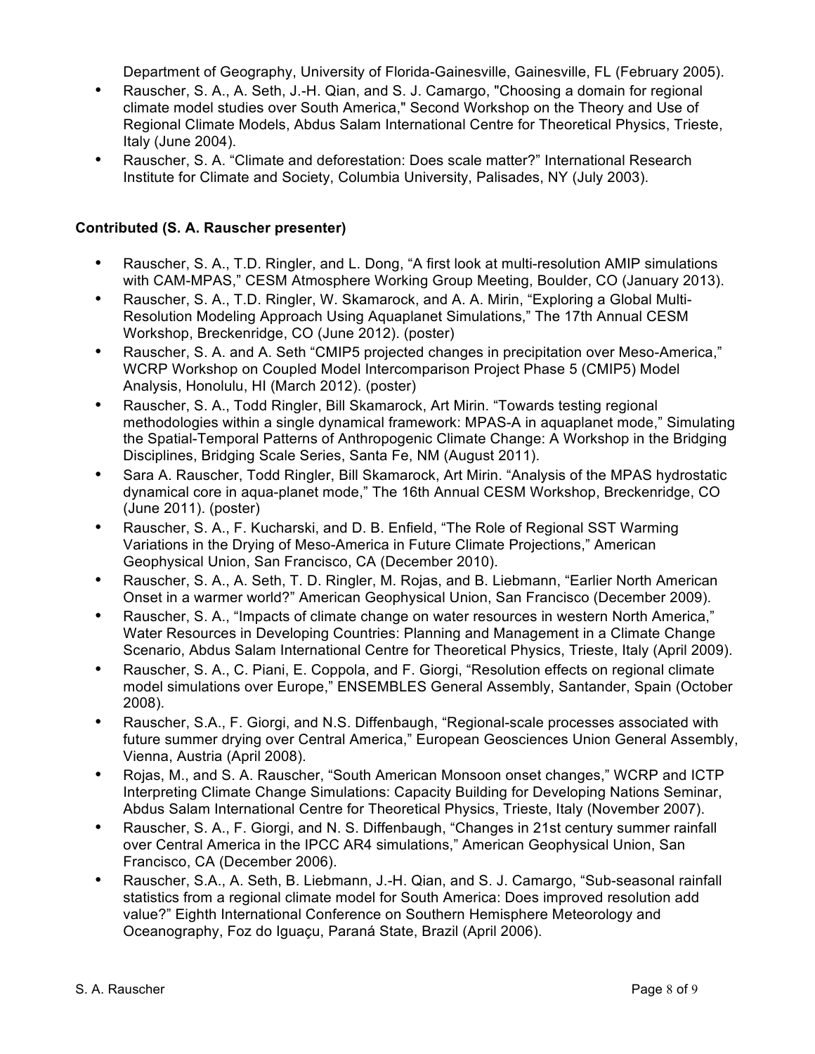Department of Geography, University of Florida-Gainesville, Gainesville, FL (February 2005).

- Rauscher, S. A., A. Seth, J.-H. Qian, and S. J. Camargo, "Choosing a domain for regional climate model studies over South America," Second Workshop on the Theory and Use of Regional Climate Models, Abdus Salam International Centre for Theoretical Physics, Trieste, Italy (June 2004).
- Rauscher, S. A. "Climate and deforestation: Does scale matter?" International Research Institute for Climate and Society, Columbia University, Palisades, NY (July 2003).

**Contributed (S. A. Rauscher presenter)**

- Rauscher, S. A., T.D. Ringler, and L. Dong, "A first look at multi-resolution AMIP simulations with CAM-MPAS," CESM Atmosphere Working Group Meeting, Boulder, CO (January 2013).
- Rauscher, S. A., T.D. Ringler, W. Skamarock, and A. A. Mirin, "Exploring a Global Multi-Resolution Modeling Approach Using Aquaplanet Simulations," The 17th Annual CESM Workshop, Breckenridge, CO (June 2012). (poster)
- Rauscher, S. A. and A. Seth "CMIP5 projected changes in precipitation over Meso-America," WCRP Workshop on Coupled Model Intercomparison Project Phase 5 (CMIP5) Model Analysis, Honolulu, HI (March 2012). (poster)
- Rauscher, S. A., Todd Ringler, Bill Skamarock, Art Mirin. "Towards testing regional methodologies within a single dynamical framework: MPAS-A in aquaplanet mode," Simulating the Spatial-Temporal Patterns of Anthropogenic Climate Change: A Workshop in the Bridging Disciplines, Bridging Scale Series, Santa Fe, NM (August 2011).
- Sara A. Rauscher, Todd Ringler, Bill Skamarock, Art Mirin. "Analysis of the MPAS hydrostatic dynamical core in aqua-planet mode," The 16th Annual CESM Workshop, Breckenridge, CO (June 2011). (poster)
- Rauscher, S. A., F. Kucharski, and D. B. Enfield, "The Role of Regional SST Warming Variations in the Drying of Meso-America in Future Climate Projections," American Geophysical Union, San Francisco, CA (December 2010).
- Rauscher, S. A., A. Seth, T. D. Ringler, M. Rojas, and B. Liebmann, "Earlier North American Onset in a warmer world?" American Geophysical Union, San Francisco (December 2009).
- Rauscher, S. A., "Impacts of climate change on water resources in western North America," Water Resources in Developing Countries: Planning and Management in a Climate Change Scenario, Abdus Salam International Centre for Theoretical Physics, Trieste, Italy (April 2009).
- Rauscher, S. A., C. Piani, E. Coppola, and F. Giorgi, "Resolution effects on regional climate model simulations over Europe," ENSEMBLES General Assembly, Santander, Spain (October 2008).
- Rauscher, S.A., F. Giorgi, and N.S. Diffenbaugh, "Regional-scale processes associated with future summer drying over Central America," European Geosciences Union General Assembly, Vienna, Austria (April 2008).
- Rojas, M., and S. A. Rauscher, "South American Monsoon onset changes," WCRP and ICTP Interpreting Climate Change Simulations: Capacity Building for Developing Nations Seminar, Abdus Salam International Centre for Theoretical Physics, Trieste, Italy (November 2007).
- Rauscher, S. A., F. Giorgi, and N. S. Diffenbaugh, "Changes in 21st century summer rainfall over Central America in the IPCC AR4 simulations," American Geophysical Union, San Francisco, CA (December 2006).
- Rauscher, S.A., A. Seth, B. Liebmann, J.-H. Qian, and S. J. Camargo, "Sub-seasonal rainfall statistics from a regional climate model for South America: Does improved resolution add value?" Eighth International Conference on Southern Hemisphere Meteorology and Oceanography, Foz do Iguaçu, Paraná State, Brazil (April 2006).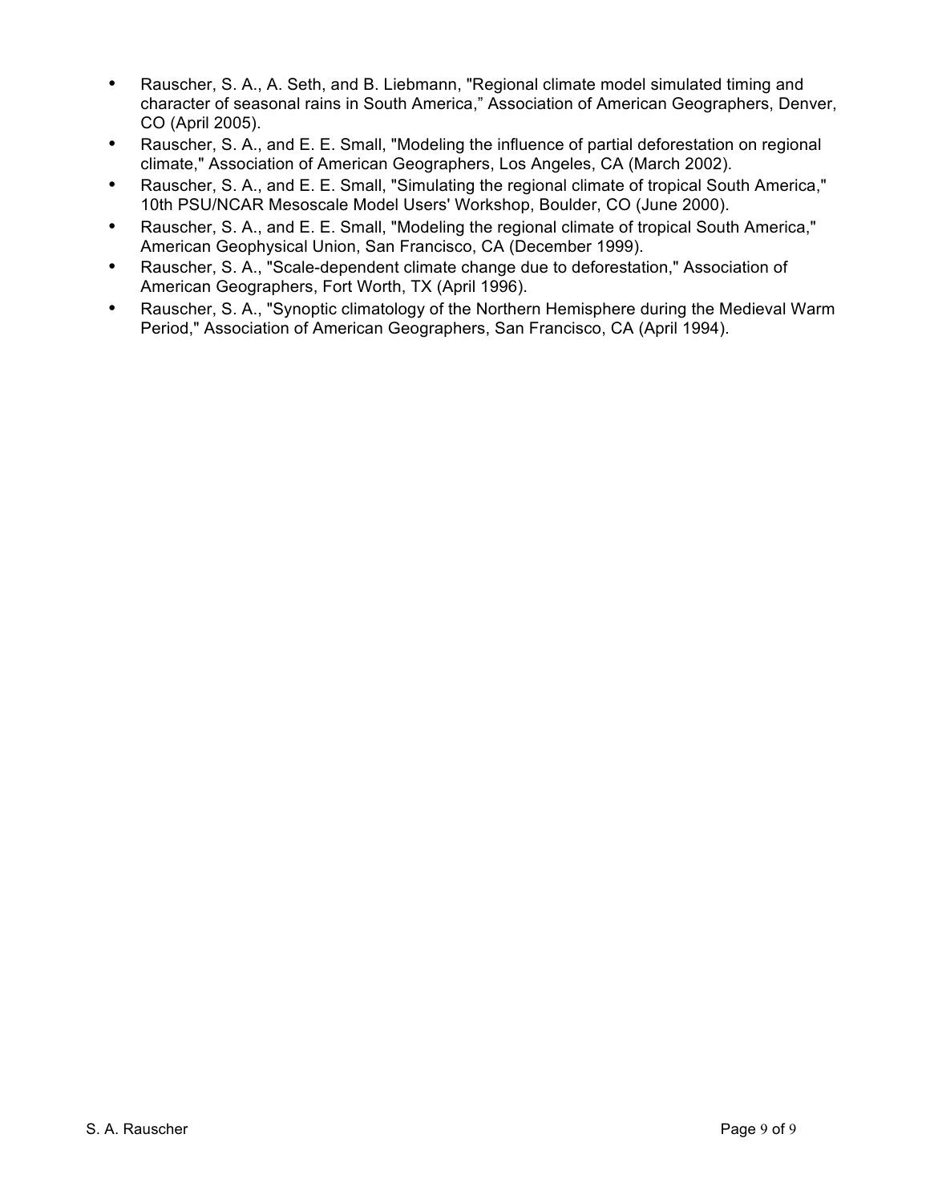- Rauscher, S. A., A. Seth, and B. Liebmann, "Regional climate model simulated timing and character of seasonal rains in South America," Association of American Geographers, Denver, CO (April 2005).
- Rauscher, S. A., and E. E. Small, "Modeling the influence of partial deforestation on regional climate," Association of American Geographers, Los Angeles, CA (March 2002).
- Rauscher, S. A., and E. E. Small, "Simulating the regional climate of tropical South America," 10th PSU/NCAR Mesoscale Model Users' Workshop, Boulder, CO (June 2000).
- Rauscher, S. A., and E. E. Small, "Modeling the regional climate of tropical South America," American Geophysical Union, San Francisco, CA (December 1999).
- Rauscher, S. A., "Scale-dependent climate change due to deforestation," Association of American Geographers, Fort Worth, TX (April 1996).
- Rauscher, S. A., "Synoptic climatology of the Northern Hemisphere during the Medieval Warm Period," Association of American Geographers, San Francisco, CA (April 1994).